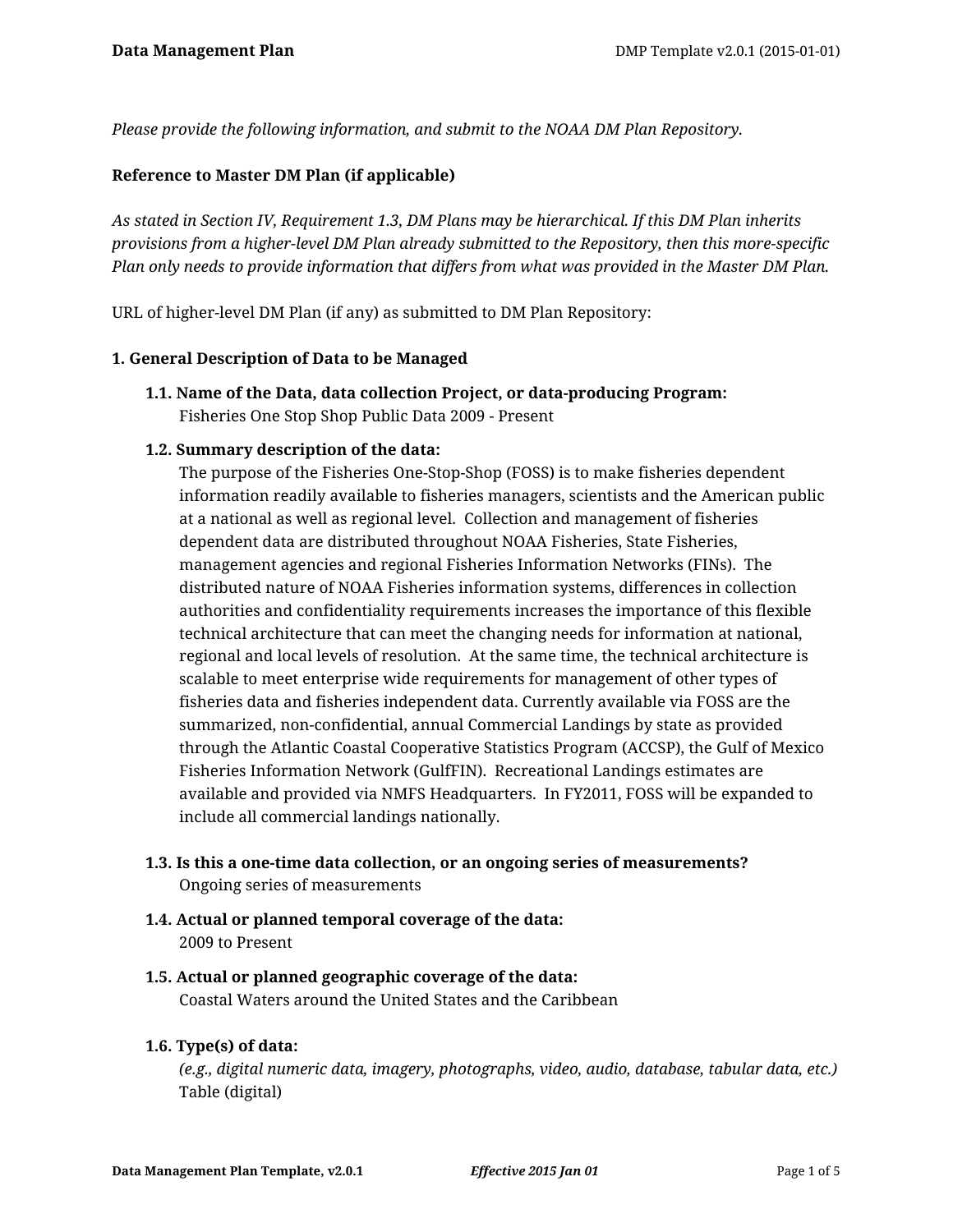*Please provide the following information, and submit to the NOAA DM Plan Repository.*

**Reference to Master DM Plan (if applicable)**

*As stated in Section IV, Requirement 1.3, DM Plans may be hierarchical. If this DM Plan inherits provisions from a higher-level DM Plan already submitted to the Repository, then this more-specific Plan only needs to provide information that differs from what was provided in the Master DM Plan.*

URL of higher-level DM Plan (if any) as submitted to DM Plan Repository:

## 1. General Description of Data to be Managed

**1.1. Name of the Data, data collection Project, or data-producing Program:**
Fisheries One Stop Shop Public Data 2009 - Present

**1.2. Summary description of the data:**
The purpose of the Fisheries One-Stop-Shop (FOSS) is to make fisheries dependent information readily available to fisheries managers, scientists and the American public at a national as well as regional level. Collection and management of fisheries dependent data are distributed throughout NOAA Fisheries, State Fisheries, management agencies and regional Fisheries Information Networks (FINs). The distributed nature of NOAA Fisheries information systems, differences in collection authorities and confidentiality requirements increases the importance of this flexible technical architecture that can meet the changing needs for information at national, regional and local levels of resolution. At the same time, the technical architecture is scalable to meet enterprise wide requirements for management of other types of fisheries data and fisheries independent data. Currently available via FOSS are the summarized, non-confidential, annual Commercial Landings by state as provided through the Atlantic Coastal Cooperative Statistics Program (ACCSP), the Gulf of Mexico Fisheries Information Network (GulfFIN). Recreational Landings estimates are available and provided via NMFS Headquarters. In FY2011, FOSS will be expanded to include all commercial landings nationally.

**1.3. Is this a one-time data collection, or an ongoing series of measurements?**
Ongoing series of measurements

**1.4. Actual or planned temporal coverage of the data:**
2009 to Present

**1.5. Actual or planned geographic coverage of the data:**
Coastal Waters around the United States and the Caribbean

**1.6. Type(s) of data:**
*(e.g., digital numeric data, imagery, photographs, video, audio, database, tabular data, etc.)*
Table (digital)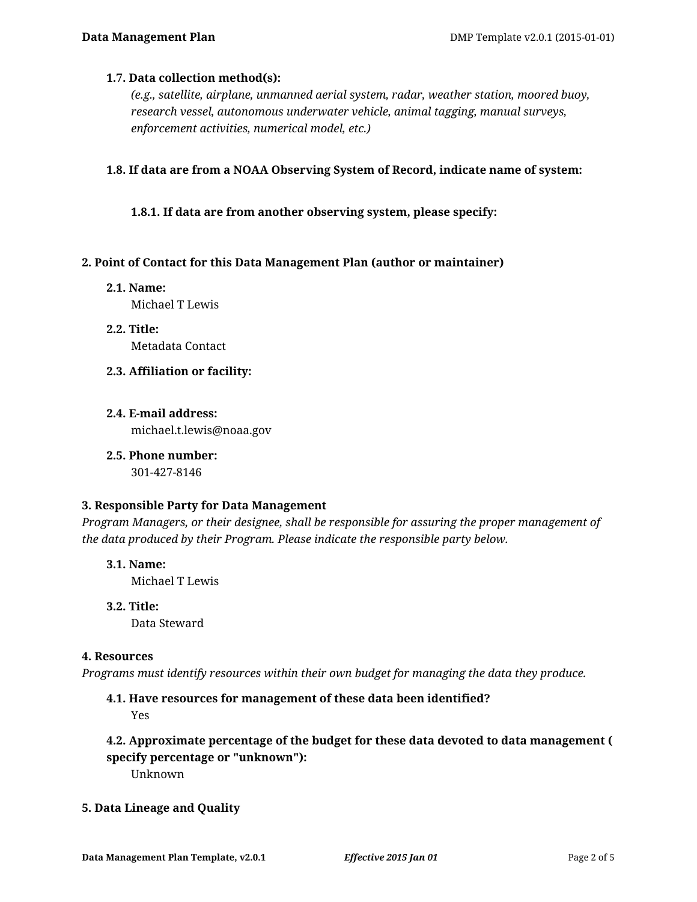**1.7. Data collection method(s):**

*(e.g., satellite, airplane, unmanned aerial system, radar, weather station, moored buoy, research vessel, autonomous underwater vehicle, animal tagging, manual surveys, enforcement activities, numerical model, etc.)*

**1.8. If data are from a NOAA Observing System of Record, indicate name of system:**

**1.8.1. If data are from another observing system, please specify:**

## 2. Point of Contact for this Data Management Plan (author or maintainer)

**2.1. Name:**

Michael T Lewis

**2.2. Title:**

Metadata Contact

**2.3. Affiliation or facility:**

**2.4. E-mail address:**

michael.t.lewis@noaa.gov

**2.5. Phone number:**

301-427-8146

## 3. Responsible Party for Data Management

*Program Managers, or their designee, shall be responsible for assuring the proper management of the data produced by their Program. Please indicate the responsible party below.*

**3.1. Name:**

Michael T Lewis

**3.2. Title:**

Data Steward

## 4. Resources

*Programs must identify resources within their own budget for managing the data they produce.*

**4.1. Have resources for management of these data been identified?**

Yes

**4.2. Approximate percentage of the budget for these data devoted to data management ( specify percentage or "unknown"):**

Unknown

## 5. Data Lineage and Quality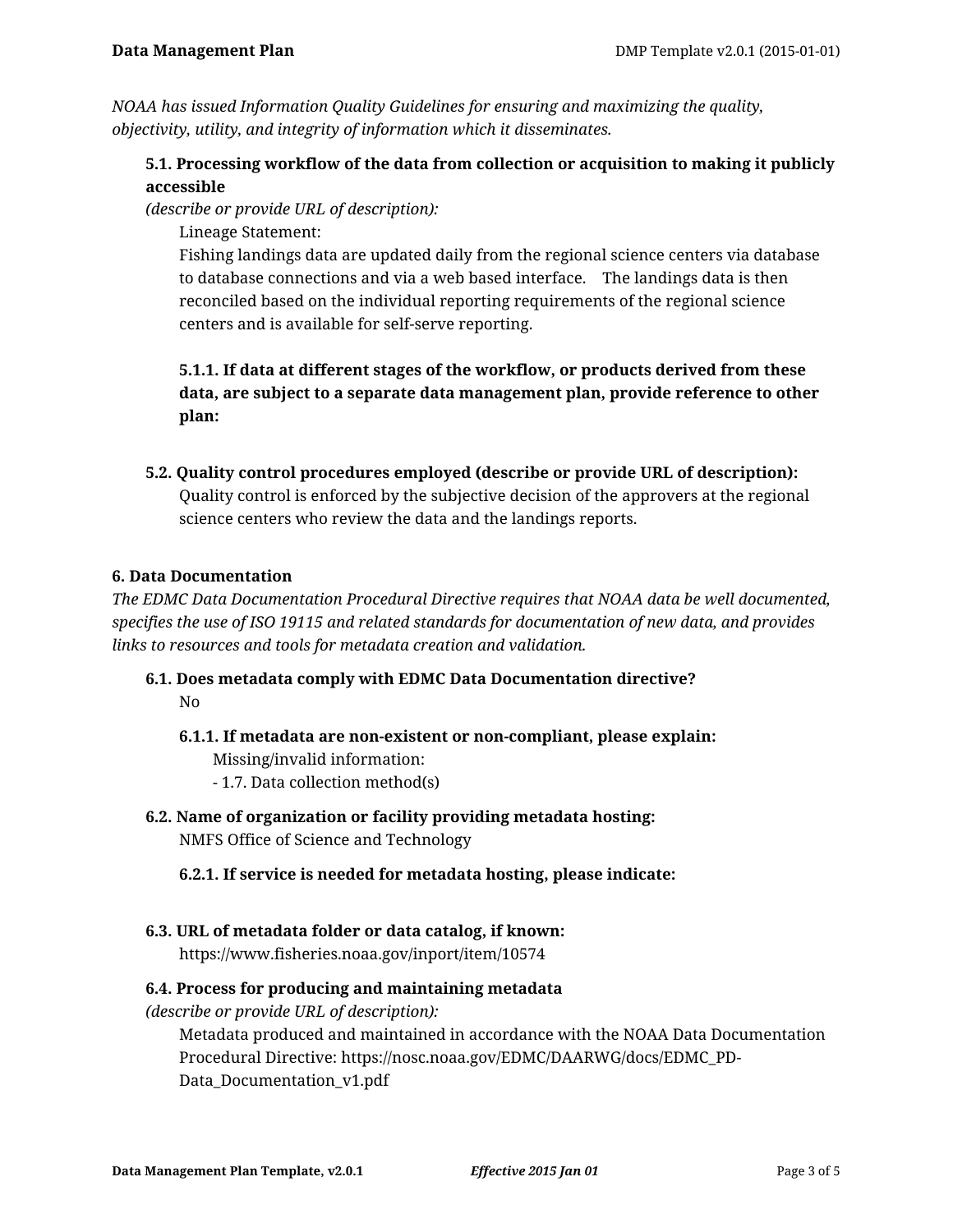*NOAA has issued Information Quality Guidelines for ensuring and maximizing the quality, objectivity, utility, and integrity of information which it disseminates.*

### 5.1. Processing workflow of the data from collection or acquisition to making it publicly accessible

*(describe or provide URL of description):*

Lineage Statement:
Fishing landings data are updated daily from the regional science centers via database to database connections and via a web based interface. The landings data is then reconciled based on the individual reporting requirements of the regional science centers and is available for self-serve reporting.

#### 5.1.1. If data at different stages of the workflow, or products derived from these data, are subject to a separate data management plan, provide reference to other plan:

### 5.2. Quality control procedures employed (describe or provide URL of description):

Quality control is enforced by the subjective decision of the approvers at the regional science centers who review the data and the landings reports.

## 6. Data Documentation

*The EDMC Data Documentation Procedural Directive requires that NOAA data be well documented, specifies the use of ISO 19115 and related standards for documentation of new data, and provides links to resources and tools for metadata creation and validation.*

### 6.1. Does metadata comply with EDMC Data Documentation directive?

No

#### 6.1.1. If metadata are non-existent or non-compliant, please explain:

Missing/invalid information:
- 1.7. Data collection method(s)

### 6.2. Name of organization or facility providing metadata hosting:

NMFS Office of Science and Technology

#### 6.2.1. If service is needed for metadata hosting, please indicate:

### 6.3. URL of metadata folder or data catalog, if known:

https://www.fisheries.noaa.gov/inport/item/10574

### 6.4. Process for producing and maintaining metadata

*(describe or provide URL of description):*

Metadata produced and maintained in accordance with the NOAA Data Documentation Procedural Directive: https://nosc.noaa.gov/EDMC/DAARWG/docs/EDMC_PD-Data_Documentation_v1.pdf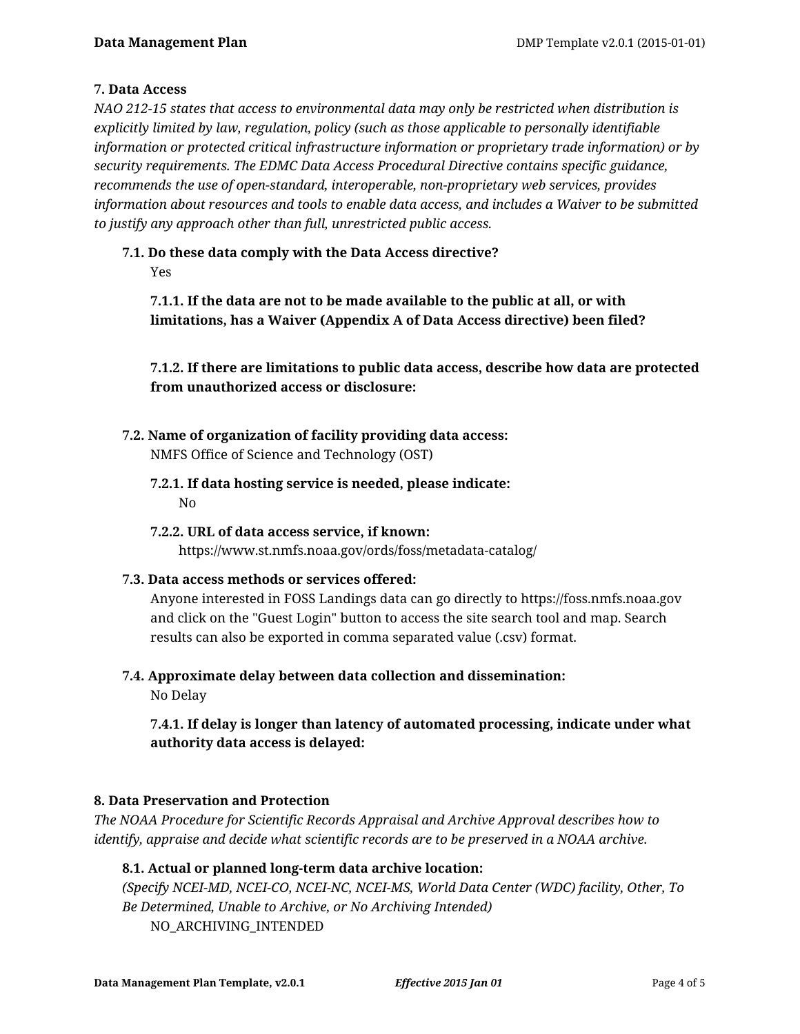## 7. Data Access

*NAO 212-15 states that access to environmental data may only be restricted when distribution is explicitly limited by law, regulation, policy (such as those applicable to personally identifiable information or protected critical infrastructure information or proprietary trade information) or by security requirements. The EDMC Data Access Procedural Directive contains specific guidance, recommends the use of open-standard, interoperable, non-proprietary web services, provides information about resources and tools to enable data access, and includes a Waiver to be submitted to justify any approach other than full, unrestricted public access.*

### 7.1. Do these data comply with the Data Access directive?

Yes

#### 7.1.1. If the data are not to be made available to the public at all, or with limitations, has a Waiver (Appendix A of Data Access directive) been filed?

#### 7.1.2. If there are limitations to public data access, describe how data are protected from unauthorized access or disclosure:

### 7.2. Name of organization of facility providing data access:

NMFS Office of Science and Technology (OST)

#### 7.2.1. If data hosting service is needed, please indicate:

No

#### 7.2.2. URL of data access service, if known:

https://www.st.nmfs.noaa.gov/ords/foss/metadata-catalog/

### 7.3. Data access methods or services offered:

Anyone interested in FOSS Landings data can go directly to https://foss.nmfs.noaa.gov and click on the "Guest Login" button to access the site search tool and map. Search results can also be exported in comma separated value (.csv) format.

### 7.4. Approximate delay between data collection and dissemination:

No Delay

#### 7.4.1. If delay is longer than latency of automated processing, indicate under what authority data access is delayed:

## 8. Data Preservation and Protection

*The NOAA Procedure for Scientific Records Appraisal and Archive Approval describes how to identify, appraise and decide what scientific records are to be preserved in a NOAA archive.*

### 8.1. Actual or planned long-term data archive location:

*(Specify NCEI-MD, NCEI-CO, NCEI-NC, NCEI-MS, World Data Center (WDC) facility, Other, To Be Determined, Unable to Archive, or No Archiving Intended)*

NO_ARCHIVING_INTENDED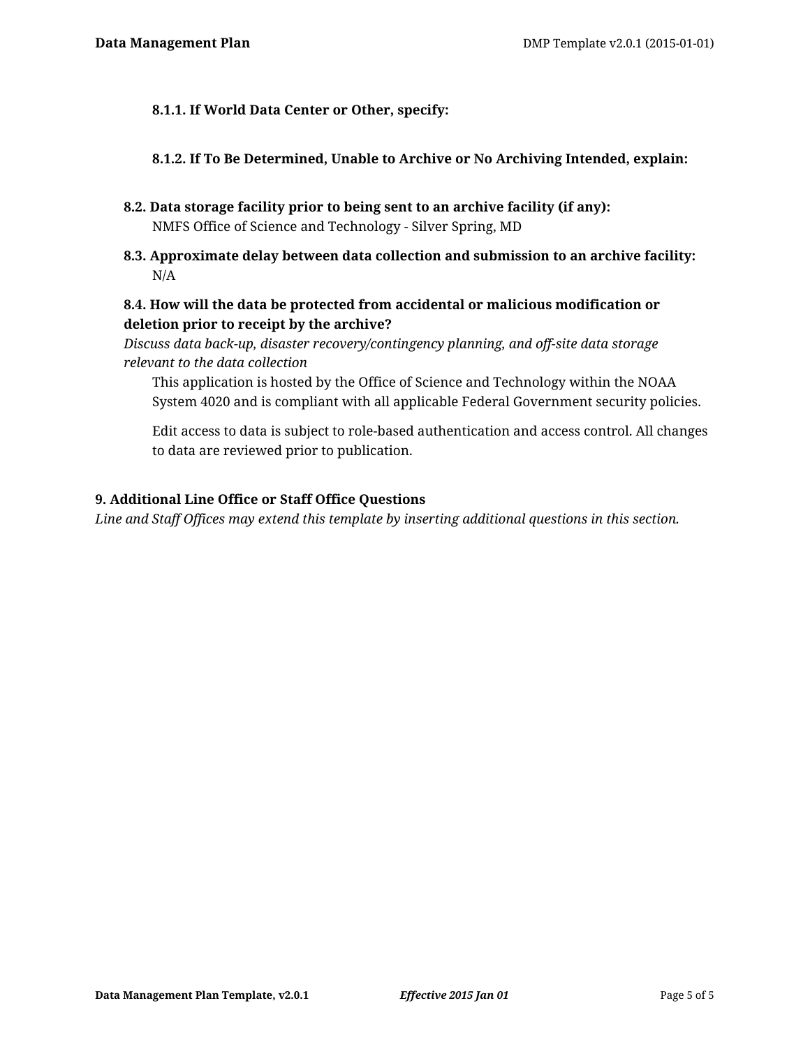**8.1.1. If World Data Center or Other, specify:**

**8.1.2. If To Be Determined, Unable to Archive or No Archiving Intended, explain:**

**8.2. Data storage facility prior to being sent to an archive facility (if any):**

NMFS Office of Science and Technology - Silver Spring, MD

**8.3. Approximate delay between data collection and submission to an archive facility:**

N/A

**8.4. How will the data be protected from accidental or malicious modification or deletion prior to receipt by the archive?**

*Discuss data back-up, disaster recovery/contingency planning, and off-site data storage relevant to the data collection*

This application is hosted by the Office of Science and Technology within the NOAA System 4020 and is compliant with all applicable Federal Government security policies.

Edit access to data is subject to role-based authentication and access control. All changes to data are reviewed prior to publication.

### 9. Additional Line Office or Staff Office Questions

*Line and Staff Offices may extend this template by inserting additional questions in this section.*